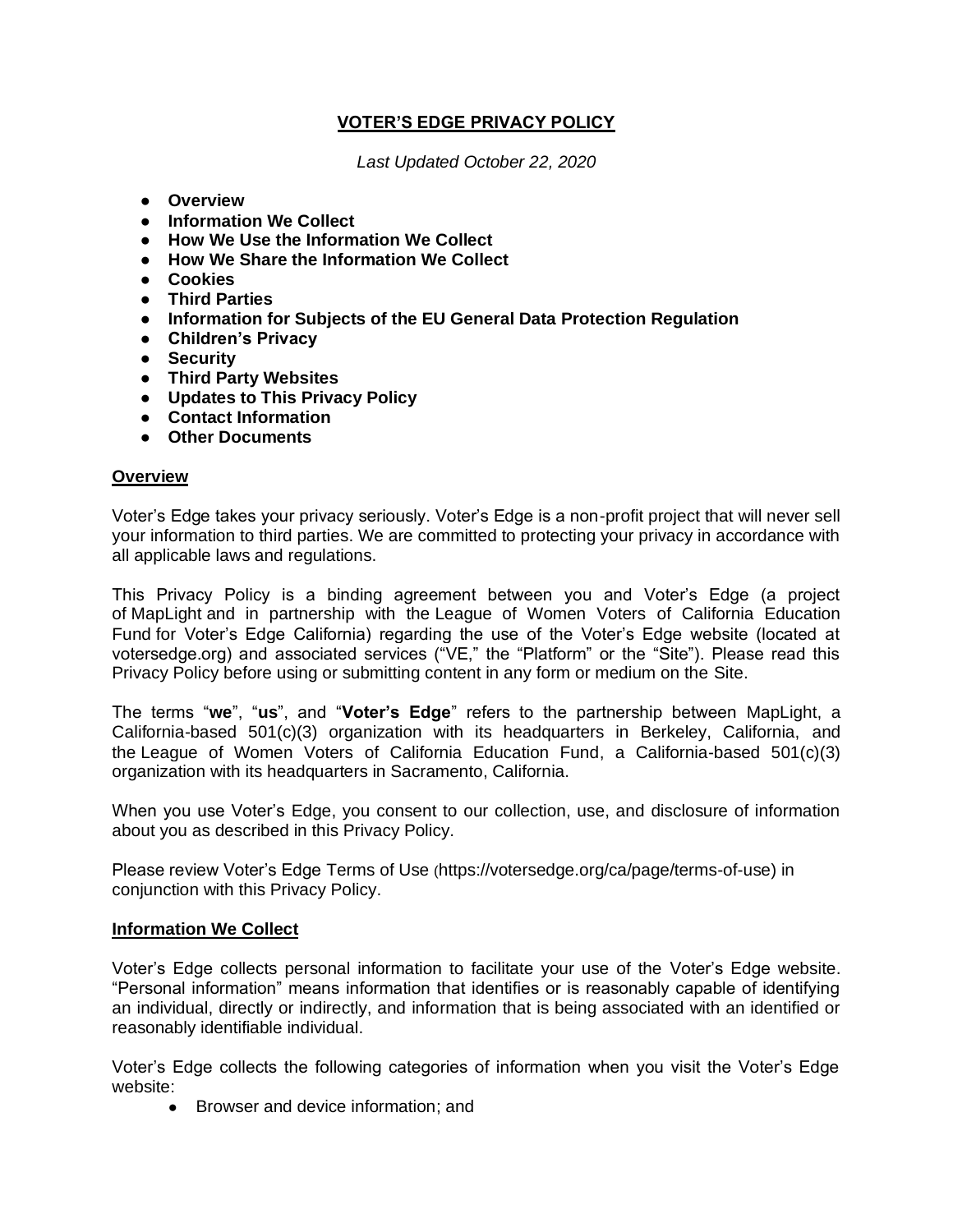# VOTER'S EDGE PRIVACY POLICY

*Last Updated October 22, 2020*

- **Overview**
- **Information We Collect**
- **How We Use the Information We Collect**
- **How We Share the Information We Collect**
- **Cookies**
- **Third Parties**
- **Information for Subjects of the EU General Data Protection Regulation**
- **Children's Privacy**
- **Security**
- **Third Party Websites**
- **Updates to This Privacy Policy**
- **Contact Information**
- **Other Documents**

## Overview

Voter's Edge takes your privacy seriously. Voter's Edge is a non-profit project that will never sell your information to third parties. We are committed to protecting your privacy in accordance with all applicable laws and regulations.

This Privacy Policy is a binding agreement between you and Voter's Edge (a project of MapLight and in partnership with the League of Women Voters of California Education Fund for Voter's Edge California) regarding the use of the Voter's Edge website (located at votersedge.org) and associated services ("VE," the "Platform" or the "Site"). Please read this Privacy Policy before using or submitting content in any form or medium on the Site.

The terms "**we**", "**us**", and "**Voter's Edge**" refers to the partnership between MapLight, a California-based 501(c)(3) organization with its headquarters in Berkeley, California, and the League of Women Voters of California Education Fund, a California-based 501(c)(3) organization with its headquarters in Sacramento, California.

When you use Voter's Edge, you consent to our collection, use, and disclosure of information about you as described in this Privacy Policy.

Please review Voter's Edge Terms of Use (https://votersedge.org/ca/page/terms-of-use) in conjunction with this Privacy Policy.

## Information We Collect

Voter's Edge collects personal information to facilitate your use of the Voter's Edge website. "Personal information" means information that identifies or is reasonably capable of identifying an individual, directly or indirectly, and information that is being associated with an identified or reasonably identifiable individual.

Voter's Edge collects the following categories of information when you visit the Voter's Edge website:

- Browser and device information; and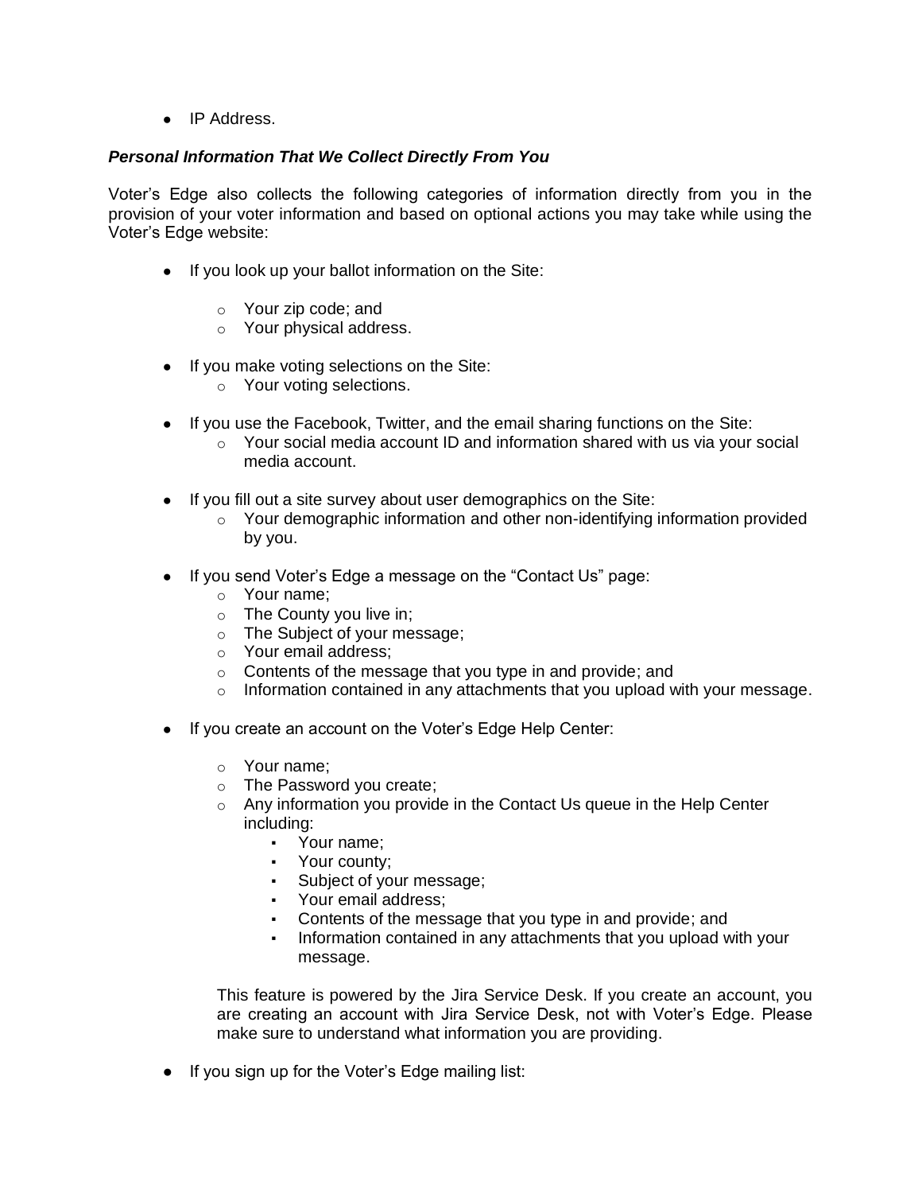- IP Address.

***Personal Information That We Collect Directly From You***

Voter's Edge also collects the following categories of information directly from you in the provision of your voter information and based on optional actions you may take while using the Voter's Edge website:

- If you look up your ballot information on the Site:
  - Your zip code; and
  - Your physical address.
- If you make voting selections on the Site:
  - Your voting selections.
- If you use the Facebook, Twitter, and the email sharing functions on the Site:
  - Your social media account ID and information shared with us via your social media account.
- If you fill out a site survey about user demographics on the Site:
  - Your demographic information and other non-identifying information provided by you.
- If you send Voter's Edge a message on the "Contact Us" page:
  - Your name;
  - The County you live in;
  - The Subject of your message;
  - Your email address;
  - Contents of the message that you type in and provide; and
  - Information contained in any attachments that you upload with your message.
- If you create an account on the Voter's Edge Help Center:
  - Your name;
  - The Password you create;
  - Any information you provide in the Contact Us queue in the Help Center including:
    - Your name;
    - Your county;
    - Subject of your message;
    - Your email address;
    - Contents of the message that you type in and provide; and
    - Information contained in any attachments that you upload with your message.

  This feature is powered by the Jira Service Desk. If you create an account, you are creating an account with Jira Service Desk, not with Voter's Edge. Please make sure to understand what information you are providing.
- If you sign up for the Voter's Edge mailing list: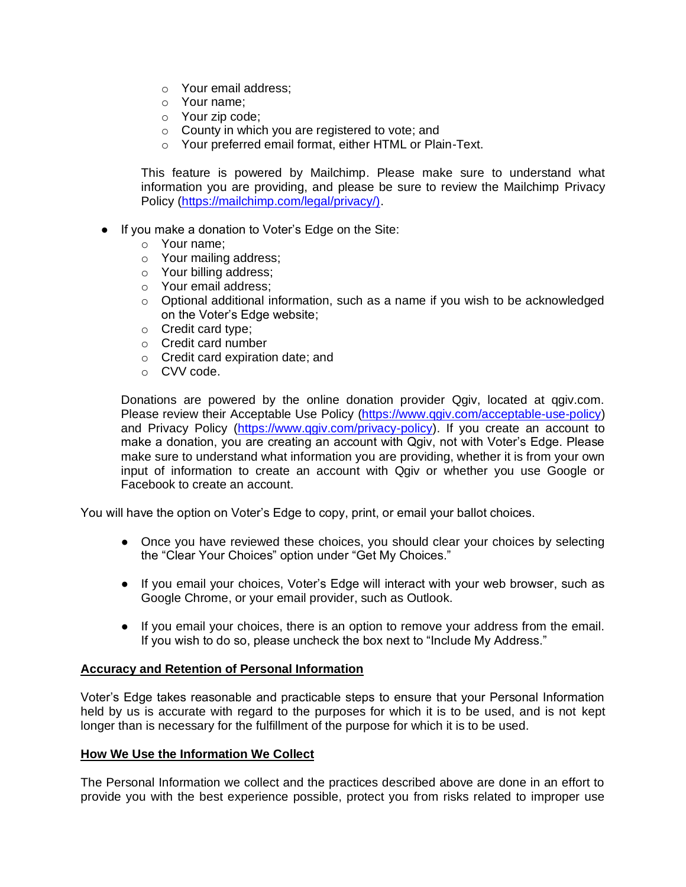- Your email address;
    - Your name;
    - Your zip code;
    - County in which you are registered to vote; and
    - Your preferred email format, either HTML or Plain-Text.

  This feature is powered by Mailchimp. Please make sure to understand what information you are providing, and please be sure to review the Mailchimp Privacy Policy (https://mailchimp.com/legal/privacy/).

- If you make a donation to Voter's Edge on the Site:
    - Your name;
    - Your mailing address;
    - Your billing address;
    - Your email address;
    - Optional additional information, such as a name if you wish to be acknowledged on the Voter's Edge website;
    - Credit card type;
    - Credit card number
    - Credit card expiration date; and
    - CVV code.

  Donations are powered by the online donation provider Qgiv, located at qgiv.com. Please review their Acceptable Use Policy (https://www.qgiv.com/acceptable-use-policy) and Privacy Policy (https://www.qgiv.com/privacy-policy). If you create an account to make a donation, you are creating an account with Qgiv, not with Voter's Edge. Please make sure to understand what information you are providing, whether it is from your own input of information to create an account with Qgiv or whether you use Google or Facebook to create an account.

You will have the option on Voter's Edge to copy, print, or email your ballot choices.

- Once you have reviewed these choices, you should clear your choices by selecting the "Clear Your Choices" option under "Get My Choices."
- If you email your choices, Voter's Edge will interact with your web browser, such as Google Chrome, or your email provider, such as Outlook.
- If you email your choices, there is an option to remove your address from the email. If you wish to do so, please uncheck the box next to "Include My Address."

## Accuracy and Retention of Personal Information

Voter's Edge takes reasonable and practicable steps to ensure that your Personal Information held by us is accurate with regard to the purposes for which it is to be used, and is not kept longer than is necessary for the fulfillment of the purpose for which it is to be used.

## How We Use the Information We Collect

The Personal Information we collect and the practices described above are done in an effort to provide you with the best experience possible, protect you from risks related to improper use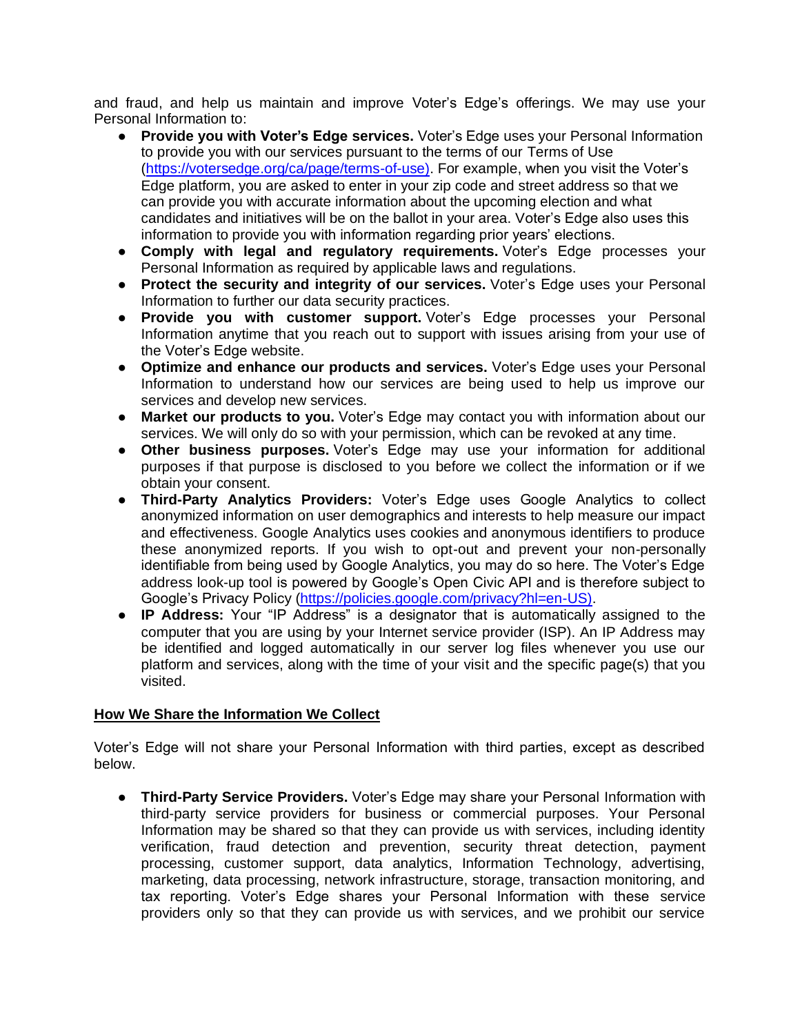and fraud, and help us maintain and improve Voter's Edge's offerings. We may use your Personal Information to:

- **Provide you with Voter's Edge services.** Voter's Edge uses your Personal Information to provide you with our services pursuant to the terms of our Terms of Use (https://votersedge.org/ca/page/terms-of-use). For example, when you visit the Voter's Edge platform, you are asked to enter in your zip code and street address so that we can provide you with accurate information about the upcoming election and what candidates and initiatives will be on the ballot in your area. Voter's Edge also uses this information to provide you with information regarding prior years' elections.
- **Comply with legal and regulatory requirements.** Voter's Edge processes your Personal Information as required by applicable laws and regulations.
- **Protect the security and integrity of our services.** Voter's Edge uses your Personal Information to further our data security practices.
- **Provide you with customer support.** Voter's Edge processes your Personal Information anytime that you reach out to support with issues arising from your use of the Voter's Edge website.
- **Optimize and enhance our products and services.** Voter's Edge uses your Personal Information to understand how our services are being used to help us improve our services and develop new services.
- **Market our products to you.** Voter's Edge may contact you with information about our services. We will only do so with your permission, which can be revoked at any time.
- **Other business purposes.** Voter's Edge may use your information for additional purposes if that purpose is disclosed to you before we collect the information or if we obtain your consent.
- **Third-Party Analytics Providers:** Voter's Edge uses Google Analytics to collect anonymized information on user demographics and interests to help measure our impact and effectiveness. Google Analytics uses cookies and anonymous identifiers to produce these anonymized reports. If you wish to opt-out and prevent your non-personally identifiable from being used by Google Analytics, you may do so here. The Voter's Edge address look-up tool is powered by Google's Open Civic API and is therefore subject to Google's Privacy Policy (https://policies.google.com/privacy?hl=en-US).
- **IP Address:** Your "IP Address" is a designator that is automatically assigned to the computer that you are using by your Internet service provider (ISP). An IP Address may be identified and logged automatically in our server log files whenever you use our platform and services, along with the time of your visit and the specific page(s) that you visited.

## How We Share the Information We Collect

Voter's Edge will not share your Personal Information with third parties, except as described below.

- **Third-Party Service Providers.** Voter's Edge may share your Personal Information with third-party service providers for business or commercial purposes. Your Personal Information may be shared so that they can provide us with services, including identity verification, fraud detection and prevention, security threat detection, payment processing, customer support, data analytics, Information Technology, advertising, marketing, data processing, network infrastructure, storage, transaction monitoring, and tax reporting. Voter's Edge shares your Personal Information with these service providers only so that they can provide us with services, and we prohibit our service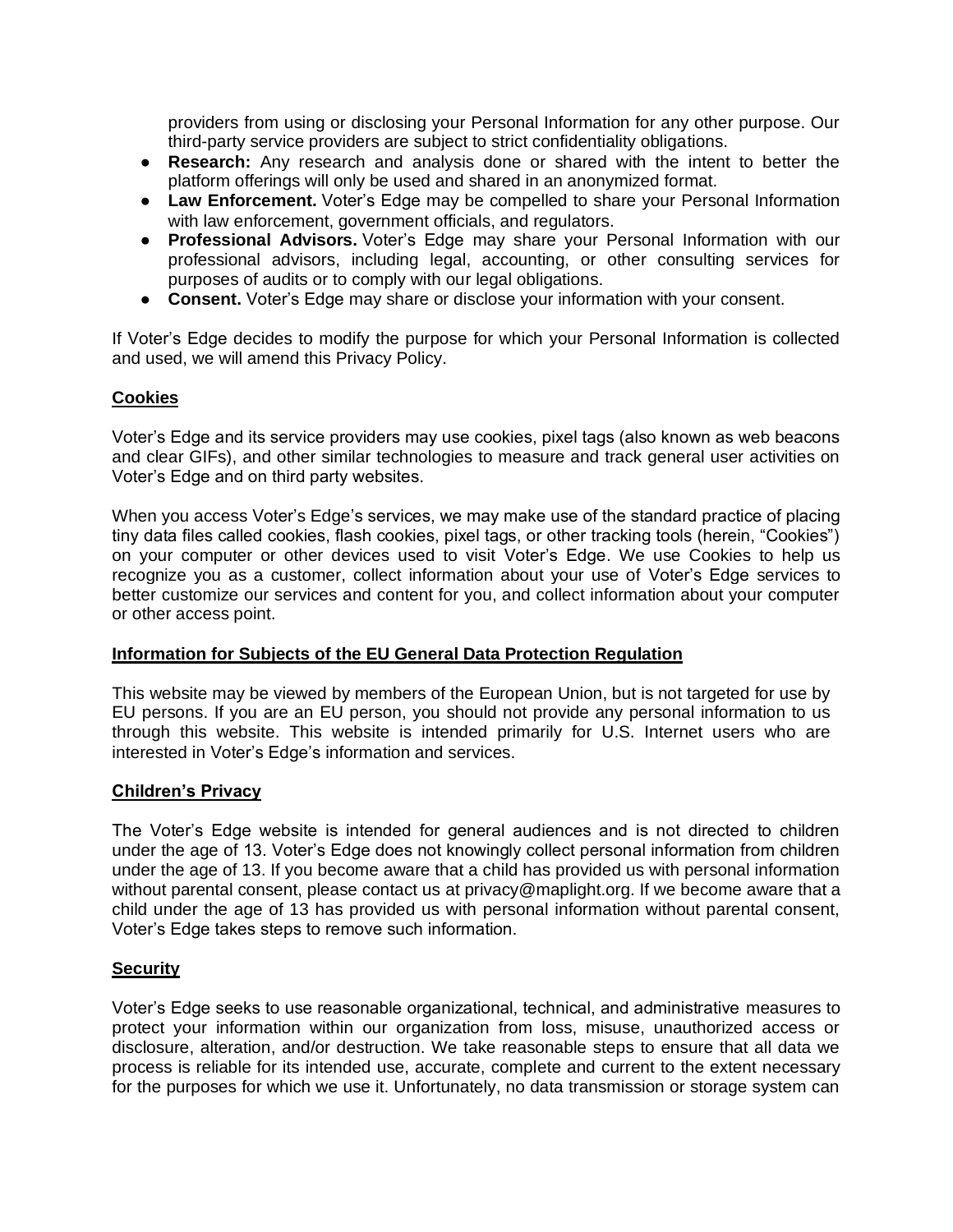providers from using or disclosing your Personal Information for any other purpose. Our third-party service providers are subject to strict confidentiality obligations.

- **Research:** Any research and analysis done or shared with the intent to better the platform offerings will only be used and shared in an anonymized format.
- **Law Enforcement.** Voter's Edge may be compelled to share your Personal Information with law enforcement, government officials, and regulators.
- **Professional Advisors.** Voter's Edge may share your Personal Information with our professional advisors, including legal, accounting, or other consulting services for purposes of audits or to comply with our legal obligations.
- **Consent.** Voter's Edge may share or disclose your information with your consent.

If Voter's Edge decides to modify the purpose for which your Personal Information is collected and used, we will amend this Privacy Policy.

## Cookies

Voter's Edge and its service providers may use cookies, pixel tags (also known as web beacons and clear GIFs), and other similar technologies to measure and track general user activities on Voter's Edge and on third party websites.

When you access Voter's Edge's services, we may make use of the standard practice of placing tiny data files called cookies, flash cookies, pixel tags, or other tracking tools (herein, "Cookies") on your computer or other devices used to visit Voter's Edge. We use Cookies to help us recognize you as a customer, collect information about your use of Voter's Edge services to better customize our services and content for you, and collect information about your computer or other access point.

## Information for Subjects of the EU General Data Protection Regulation

This website may be viewed by members of the European Union, but is not targeted for use by EU persons. If you are an EU person, you should not provide any personal information to us through this website. This website is intended primarily for U.S. Internet users who are interested in Voter's Edge's information and services.

## Children's Privacy

The Voter's Edge website is intended for general audiences and is not directed to children under the age of 13. Voter's Edge does not knowingly collect personal information from children under the age of 13. If you become aware that a child has provided us with personal information without parental consent, please contact us at privacy@maplight.org. If we become aware that a child under the age of 13 has provided us with personal information without parental consent, Voter's Edge takes steps to remove such information.

## Security

Voter's Edge seeks to use reasonable organizational, technical, and administrative measures to protect your information within our organization from loss, misuse, unauthorized access or disclosure, alteration, and/or destruction. We take reasonable steps to ensure that all data we process is reliable for its intended use, accurate, complete and current to the extent necessary for the purposes for which we use it. Unfortunately, no data transmission or storage system can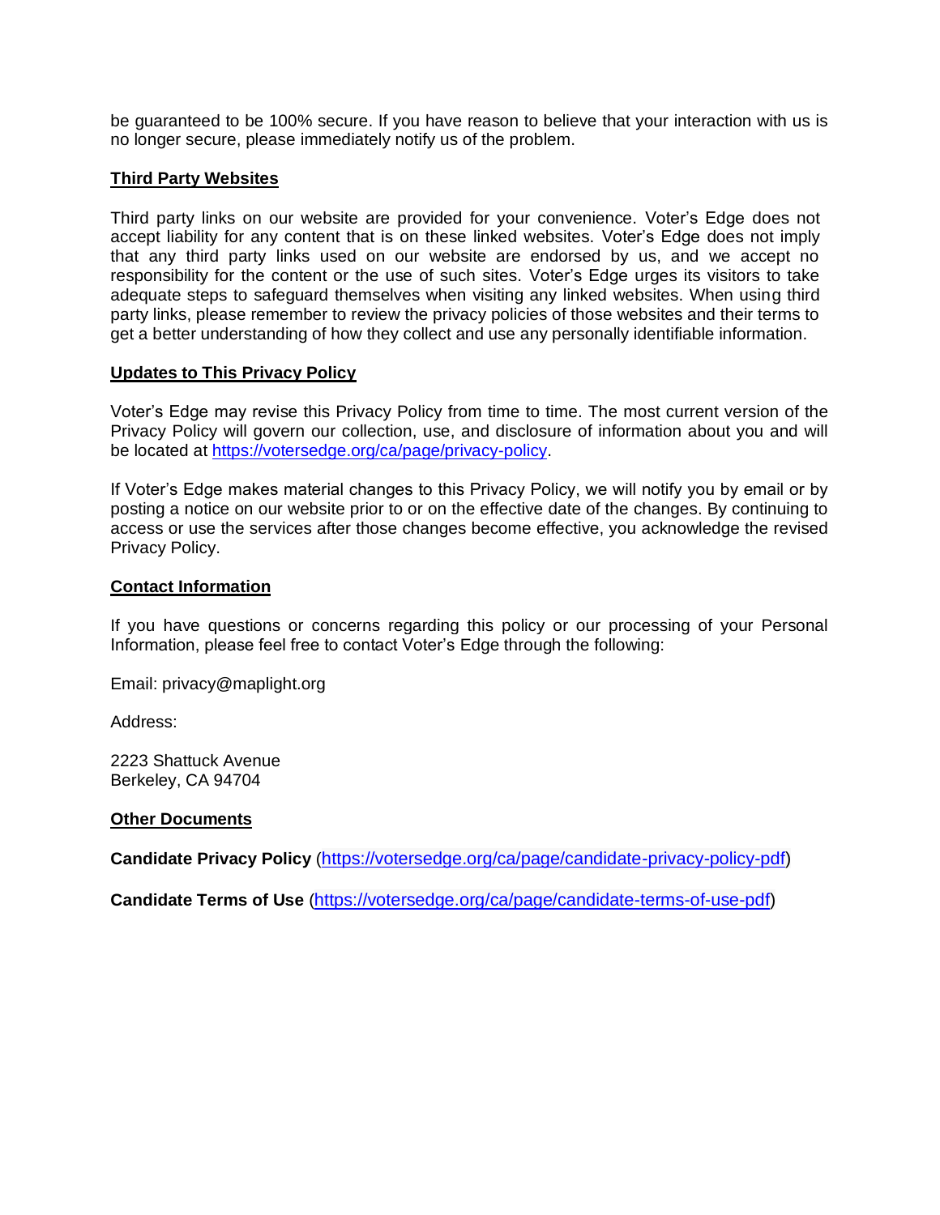be guaranteed to be 100% secure. If you have reason to believe that your interaction with us is no longer secure, please immediately notify us of the problem.

**Third Party Websites**

Third party links on our website are provided for your convenience. Voter's Edge does not accept liability for any content that is on these linked websites. Voter's Edge does not imply that any third party links used on our website are endorsed by us, and we accept no responsibility for the content or the use of such sites. Voter's Edge urges its visitors to take adequate steps to safeguard themselves when visiting any linked websites. When using third party links, please remember to review the privacy policies of those websites and their terms to get a better understanding of how they collect and use any personally identifiable information.

**Updates to This Privacy Policy**

Voter's Edge may revise this Privacy Policy from time to time. The most current version of the Privacy Policy will govern our collection, use, and disclosure of information about you and will be located at https://votersedge.org/ca/page/privacy-policy.

If Voter's Edge makes material changes to this Privacy Policy, we will notify you by email or by posting a notice on our website prior to or on the effective date of the changes. By continuing to access or use the services after those changes become effective, you acknowledge the revised Privacy Policy.

**Contact Information**

If you have questions or concerns regarding this policy or our processing of your Personal Information, please feel free to contact Voter's Edge through the following:

Email: privacy@maplight.org

Address:

2223 Shattuck Avenue
Berkeley, CA 94704

**Other Documents**

**Candidate Privacy Policy** (https://votersedge.org/ca/page/candidate-privacy-policy-pdf)

**Candidate Terms of Use** (https://votersedge.org/ca/page/candidate-terms-of-use-pdf)